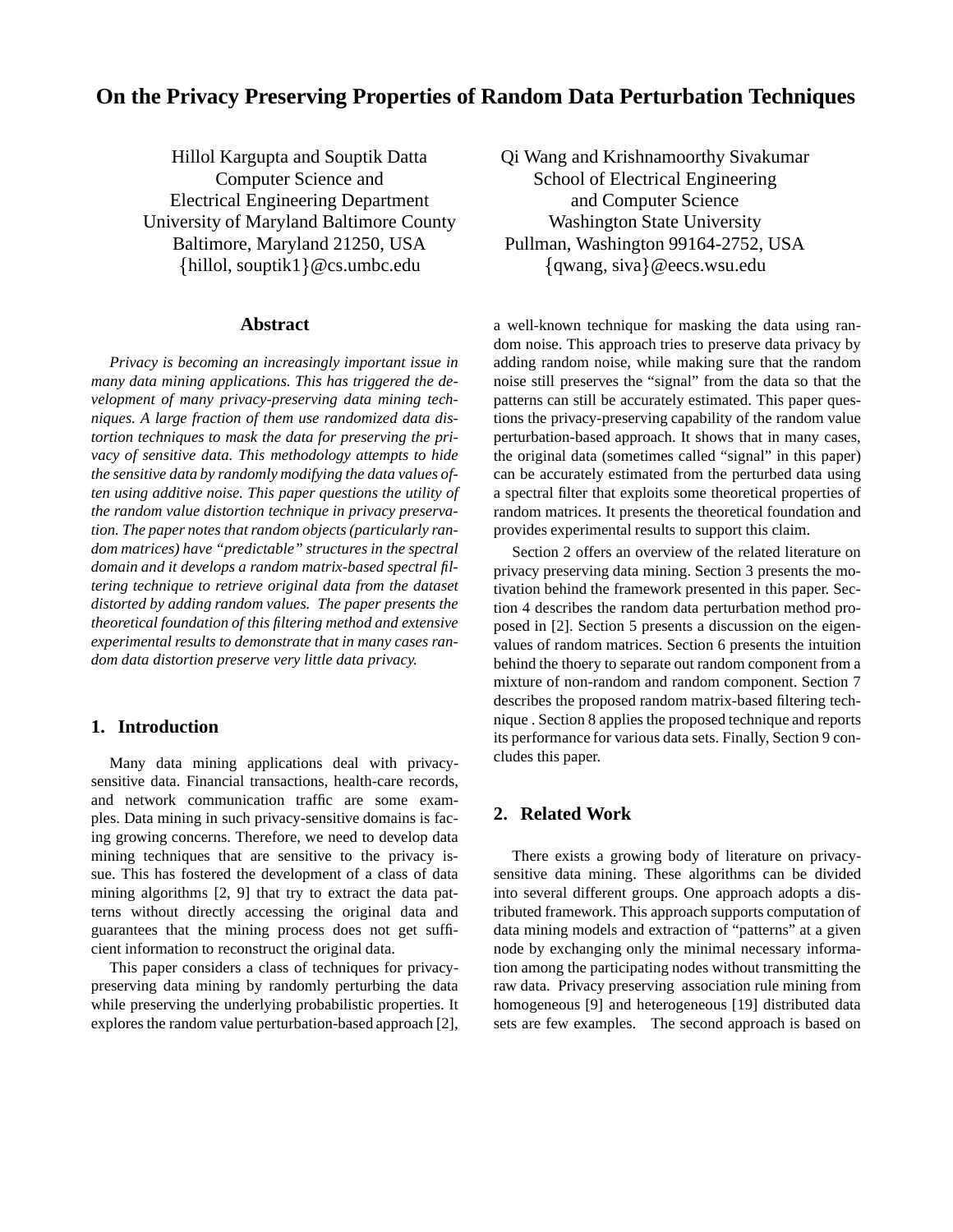# On the Privacy Preserving Properties of Random Data Perturbation Techniques

Hillol Kargupta and Souptik Datta
Computer Science and
Electrical Engineering Department
University of Maryland Baltimore County
Baltimore, Maryland 21250, USA
{hillol, souptik1}@cs.umbc.edu

Qi Wang and Krishnamoorthy Sivakumar
School of Electrical Engineering
and Computer Science
Washington State University
Pullman, Washington 99164-2752, USA
{qwang, siva}@eecs.wsu.edu

## Abstract

*Privacy is becoming an increasingly important issue in many data mining applications. This has triggered the development of many privacy-preserving data mining techniques. A large fraction of them use randomized data distortion techniques to mask the data for preserving the privacy of sensitive data. This methodology attempts to hide the sensitive data by randomly modifying the data values often using additive noise. This paper questions the utility of the random value distortion technique in privacy preservation. The paper notes that random objects (particularly random matrices) have "predictable" structures in the spectral domain and it develops a random matrix-based spectral filtering technique to retrieve original data from the dataset distorted by adding random values. The paper presents the theoretical foundation of this filtering method and extensive experimental results to demonstrate that in many cases random data distortion preserve very little data privacy.*

## 1. Introduction

Many data mining applications deal with privacy-sensitive data. Financial transactions, health-care records, and network communication traffic are some examples. Data mining in such privacy-sensitive domains is facing growing concerns. Therefore, we need to develop data mining techniques that are sensitive to the privacy issue. This has fostered the development of a class of data mining algorithms [2, 9] that try to extract the data patterns without directly accessing the original data and guarantees that the mining process does not get sufficient information to reconstruct the original data.

This paper considers a class of techniques for privacy-preserving data mining by randomly perturbing the data while preserving the underlying probabilistic properties. It explores the random value perturbation-based approach [2], a well-known technique for masking the data using random noise. This approach tries to preserve data privacy by adding random noise, while making sure that the random noise still preserves the "signal" from the data so that the patterns can still be accurately estimated. This paper questions the privacy-preserving capability of the random value perturbation-based approach. It shows that in many cases, the original data (sometimes called "signal" in this paper) can be accurately estimated from the perturbed data using a spectral filter that exploits some theoretical properties of random matrices. It presents the theoretical foundation and provides experimental results to support this claim.

Section 2 offers an overview of the related literature on privacy preserving data mining. Section 3 presents the motivation behind the framework presented in this paper. Section 4 describes the random data perturbation method proposed in [2]. Section 5 presents a discussion on the eigenvalues of random matrices. Section 6 presents the intuition behind the thoery to separate out random component from a mixture of non-random and random component. Section 7 describes the proposed random matrix-based filtering technique . Section 8 applies the proposed technique and reports its performance for various data sets. Finally, Section 9 concludes this paper.

## 2. Related Work

There exists a growing body of literature on privacy-sensitive data mining. These algorithms can be divided into several different groups. One approach adopts a distributed framework. This approach supports computation of data mining models and extraction of "patterns" at a given node by exchanging only the minimal necessary information among the participating nodes without transmitting the raw data. Privacy preserving association rule mining from homogeneous [9] and heterogeneous [19] distributed data sets are few examples. The second approach is based on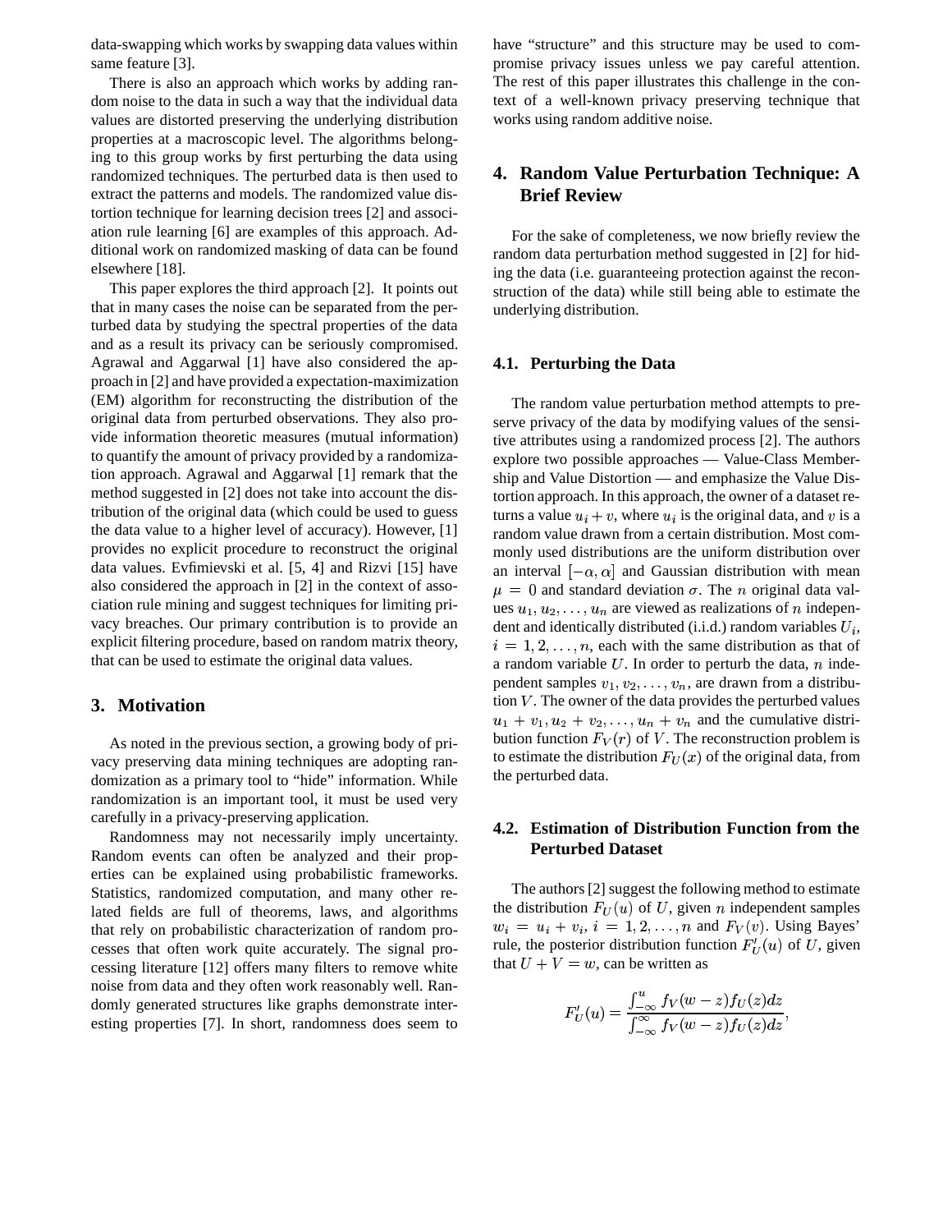data-swapping which works by swapping data values within same feature [3].

There is also an approach which works by adding random noise to the data in such a way that the individual data values are distorted preserving the underlying distribution properties at a macroscopic level. The algorithms belonging to this group works by first perturbing the data using randomized techniques. The perturbed data is then used to extract the patterns and models. The randomized value distortion technique for learning decision trees [2] and association rule learning [6] are examples of this approach. Additional work on randomized masking of data can be found elsewhere [18].

This paper explores the third approach [2]. It points out that in many cases the noise can be separated from the perturbed data by studying the spectral properties of the data and as a result its privacy can be seriously compromised. Agrawal and Aggarwal [1] have also considered the approach in [2] and have provided a expectation-maximization (EM) algorithm for reconstructing the distribution of the original data from perturbed observations. They also provide information theoretic measures (mutual information) to quantify the amount of privacy provided by a randomization approach. Agrawal and Aggarwal [1] remark that the method suggested in [2] does not take into account the distribution of the original data (which could be used to guess the data value to a higher level of accuracy). However, [1] provides no explicit procedure to reconstruct the original data values. Evfimievski et al. [5, 4] and Rizvi [15] have also considered the approach in [2] in the context of association rule mining and suggest techniques for limiting privacy breaches. Our primary contribution is to provide an explicit filtering procedure, based on random matrix theory, that can be used to estimate the original data values.

## 3. Motivation

As noted in the previous section, a growing body of privacy preserving data mining techniques are adopting randomization as a primary tool to "hide" information. While randomization is an important tool, it must be used very carefully in a privacy-preserving application.

Randomness may not necessarily imply uncertainty. Random events can often be analyzed and their properties can be explained using probabilistic frameworks. Statistics, randomized computation, and many other related fields are full of theorems, laws, and algorithms that rely on probabilistic characterization of random processes that often work quite accurately. The signal processing literature [12] offers many filters to remove white noise from data and they often work reasonably well. Randomly generated structures like graphs demonstrate interesting properties [7]. In short, randomness does seem to have "structure" and this structure may be used to compromise privacy issues unless we pay careful attention. The rest of this paper illustrates this challenge in the context of a well-known privacy preserving technique that works using random additive noise.

## 4. Random Value Perturbation Technique: A Brief Review

For the sake of completeness, we now briefly review the random data perturbation method suggested in [2] for hiding the data (i.e. guaranteeing protection against the reconstruction of the data) while still being able to estimate the underlying distribution.

### 4.1. Perturbing the Data

The random value perturbation method attempts to preserve privacy of the data by modifying values of the sensitive attributes using a randomized process [2]. The authors explore two possible approaches — Value-Class Membership and Value Distortion — and emphasize the Value Distortion approach. In this approach, the owner of a dataset returns a value $u_i + v$, where $u_i$ is the original data, and $v$ is a random value drawn from a certain distribution. Most commonly used distributions are the uniform distribution over an interval $[-\alpha, \alpha]$ and Gaussian distribution with mean $\mu = 0$ and standard deviation $\sigma$. The $n$ original data values $u_1, u_2, \ldots, u_n$ are viewed as realizations of $n$ independent and identically distributed (i.i.d.) random variables $U_i$, $i = 1, 2, \ldots, n$, each with the same distribution as that of a random variable $U$. In order to perturb the data, $n$ independent samples $v_1, v_2, \ldots, v_n$, are drawn from a distribution $V$. The owner of the data provides the perturbed values $u_1 + v_1, u_2 + v_2, \ldots, u_n + v_n$ and the cumulative distribution function $F_V(r)$ of $V$. The reconstruction problem is to estimate the distribution $F_U(x)$ of the original data, from the perturbed data.

### 4.2. Estimation of Distribution Function from the Perturbed Dataset

The authors [2] suggest the following method to estimate the distribution $F_U(u)$ of $U$, given $n$ independent samples $w_i = u_i + v_i$, $i = 1, 2, \ldots, n$ and $F_V(v)$. Using Bayes' rule, the posterior distribution function $F'_U(u)$ of $U$, given that $U + V = w$, can be written as

$$F'_U(u) = \frac{\int_{-\infty}^{u} f_V(w - z) f_U(z) dz}{\int_{-\infty}^{\infty} f_V(w - z) f_U(z) dz},$$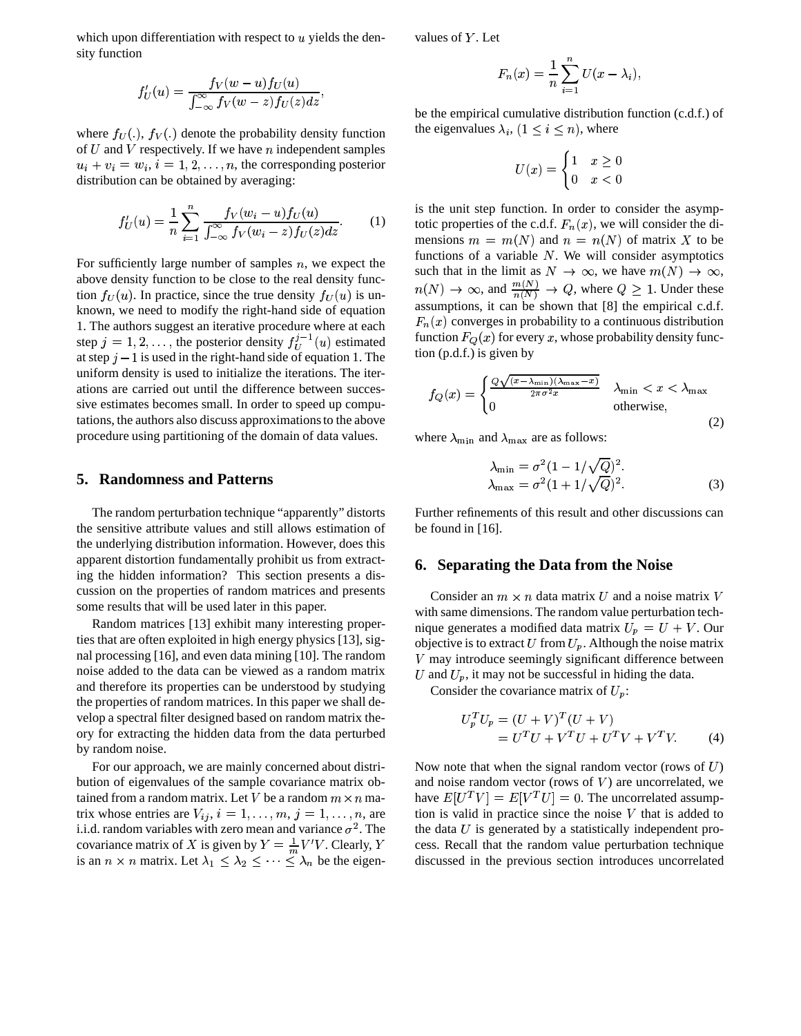which upon differentiation with respect to $u$ yields the density function

$$f'_U(u) = \frac{f_V(w-u)f_U(u)}{\int_{-\infty}^{\infty} f_V(w-z)f_U(z)dz},$$

where $f_U(.)$, $f_V(.)$ denote the probability density function of $U$ and $V$ respectively. If we have $n$ independent samples $u_i + v_i = w_i$, $i = 1, 2, \ldots, n$, the corresponding posterior distribution can be obtained by averaging:

$$f'_U(u) = \frac{1}{n}\sum_{i=1}^{n} \frac{f_V(w_i-u)f_U(u)}{\int_{-\infty}^{\infty} f_V(w_i-z)f_U(z)dz}. \qquad (1)$$

For sufficiently large number of samples $n$, we expect the above density function to be close to the real density function $f_U(u)$. In practice, since the true density $f_U(u)$ is unknown, we need to modify the right-hand side of equation 1. The authors suggest an iterative procedure where at each step $j = 1, 2, \ldots$, the posterior density $f_U^{j-1}(u)$ estimated at step $j-1$ is used in the right-hand side of equation 1. The uniform density is used to initialize the iterations. The iterations are carried out until the difference between successive estimates becomes small. In order to speed up computations, the authors also discuss approximations to the above procedure using partitioning of the domain of data values.

## 5. Randomness and Patterns

The random perturbation technique "apparently" distorts the sensitive attribute values and still allows estimation of the underlying distribution information. However, does this apparent distortion fundamentally prohibit us from extracting the hidden information? This section presents a discussion on the properties of random matrices and presents some results that will be used later in this paper.

Random matrices [13] exhibit many interesting properties that are often exploited in high energy physics [13], signal processing [16], and even data mining [10]. The random noise added to the data can be viewed as a random matrix and therefore its properties can be understood by studying the properties of random matrices. In this paper we shall develop a spectral filter designed based on random matrix theory for extracting the hidden data from the data perturbed by random noise.

For our approach, we are mainly concerned about distribution of eigenvalues of the sample covariance matrix obtained from a random matrix. Let $V$ be a random $m \times n$ matrix whose entries are $V_{ij}$, $i = 1, \ldots, m$, $j = 1, \ldots, n$, are i.i.d. random variables with zero mean and variance $\sigma^2$. The covariance matrix of $X$ is given by $Y = \frac{1}{m}V'V$. Clearly, $Y$ is an $n \times n$ matrix. Let $\lambda_1 \leq \lambda_2 \leq \cdots \leq \lambda_n$ be the eigenvalues of $Y$. Let

$$F_n(x) = \frac{1}{n}\sum_{i=1}^{n} U(x - \lambda_i),$$

be the empirical cumulative distribution function (c.d.f.) of the eigenvalues $\lambda_i$, $(1 \leq i \leq n)$, where

$$U(x) = \begin{cases} 1 & x \geq 0 \\ 0 & x < 0 \end{cases}$$

is the unit step function. In order to consider the asymptotic properties of the c.d.f. $F_n(x)$, we will consider the dimensions $m = m(N)$ and $n = n(N)$ of matrix $X$ to be functions of a variable $N$. We will consider asymptotics such that in the limit as $N \to \infty$, we have $m(N) \to \infty$, $n(N) \to \infty$, and $\frac{m(N)}{n(N)} \to Q$, where $Q \geq 1$. Under these assumptions, it can be shown that [8] the empirical c.d.f. $F_n(x)$ converges in probability to a continuous distribution function $F_Q(x)$ for every $x$, whose probability density function (p.d.f.) is given by

$$f_Q(x) = \begin{cases} \frac{Q\sqrt{(x-\lambda_{\min})(\lambda_{\max}-x)}}{2\pi\sigma^2 x} & \lambda_{\min} < x < \lambda_{\max} \\ 0 & \text{otherwise,} \end{cases} \qquad (2)$$

where $\lambda_{\min}$ and $\lambda_{\max}$ are as follows:

$$\begin{aligned} \lambda_{\min} &= \sigma^2(1 - 1/\sqrt{Q})^2. \\ \lambda_{\max} &= \sigma^2(1 + 1/\sqrt{Q})^2. \end{aligned} \qquad (3)$$

Further refinements of this result and other discussions can be found in [16].

## 6. Separating the Data from the Noise

Consider an $m \times n$ data matrix $U$ and a noise matrix $V$ with same dimensions. The random value perturbation technique generates a modified data matrix $U_p = U + V$. Our objective is to extract $U$ from $U_p$. Although the noise matrix $V$ may introduce seemingly significant difference between $U$ and $U_p$, it may not be successful in hiding the data.

Consider the covariance matrix of $U_p$:

$$\begin{aligned} U_p^T U_p &= (U+V)^T(U+V) \\ &= U^T U + V^T U + U^T V + V^T V. \end{aligned} \qquad (4)$$

Now note that when the signal random vector (rows of $U$) and noise random vector (rows of $V$) are uncorrelated, we have $E[U^T V] = E[V^T U] = 0$. The uncorrelated assumption is valid in practice since the noise $V$ that is added to the data $U$ is generated by a statistically independent process. Recall that the random value perturbation technique discussed in the previous section introduces uncorrelated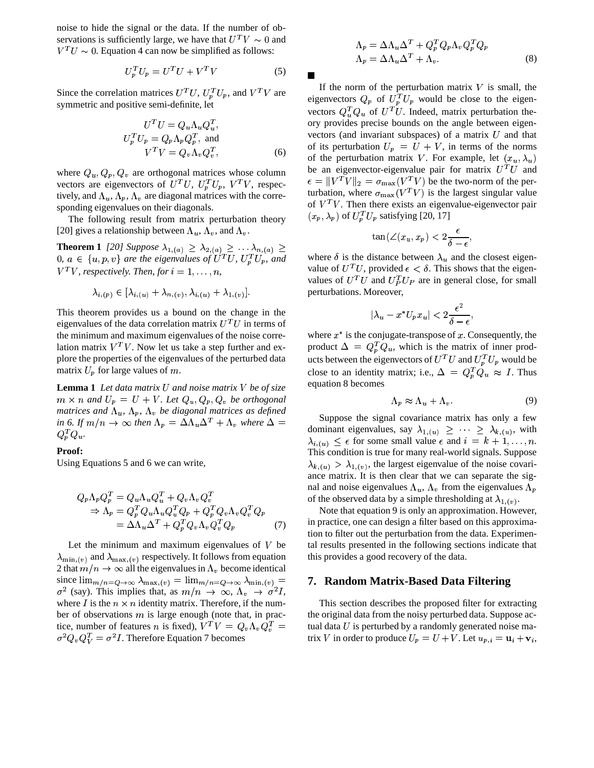noise to hide the signal or the data. If the number of observations is sufficiently large, we have that $U^T V \sim 0$ and $V^T U \sim 0$. Equation 4 can now be simplified as follows:

$$U_p^T U_p = U^T U + V^T V \tag{5}$$

Since the correlation matrices $U^T U$, $U_p^T U_p$, and $V^T V$ are symmetric and positive semi-definite, let

$$\begin{aligned} U^T U &= Q_u \Lambda_u Q_u^T, \\ U_p^T U_p &= Q_p \Lambda_p Q_p^T, \text{ and} \\ V^T V &= Q_v \Lambda_v Q_v^T, \end{aligned} \tag{6}$$

where $Q_u, Q_p, Q_v$ are orthogonal matrices whose column vectors are eigenvectors of $U^T U$, $U_p^T U_p$, $V^T V$, respectively, and $\Lambda_u, \Lambda_p, \Lambda_v$ are diagonal matrices with the corresponding eigenvalues on their diagonals.

The following result from matrix perturbation theory [20] gives a relationship between $\Lambda_u$, $\Lambda_v$, and $\Lambda_v$.

**Theorem 1** *[20] Suppose $\lambda_{1,(a)} \geq \lambda_{2,(a)} \geq \cdots \lambda_{n,(a)} \geq 0$, $a \in \{u, p, v\}$ are the eigenvalues of $U^T U$, $U_p^T U_p$, and $V^T V$, respectively. Then, for $i = 1, \ldots, n$,*

$$\lambda_{i,(p)} \in [\lambda_{i,(u)} + \lambda_{n,(v)}, \lambda_{i,(u)} + \lambda_{1,(v)}].$$

This theorem provides us a bound on the change in the eigenvalues of the data correlation matrix $U^T U$ in terms of the minimum and maximum eigenvalues of the noise correlation matrix $V^T V$. Now let us take a step further and explore the properties of the eigenvalues of the perturbed data matrix $U_p$ for large values of $m$.

**Lemma 1** *Let data matrix $U$ and noise matrix $V$ be of size $m \times n$ and $U_p = U + V$. Let $Q_u, Q_p, Q_v$ be orthogonal matrices and $\Lambda_u$, $\Lambda_p$, $\Lambda_v$ be diagonal matrices as defined in 6. If $m/n \to \infty$ then $\Lambda_p = \Delta \Lambda_u \Delta^T + \Lambda_v$ where $\Delta = Q_p^T Q_u$.*

**Proof:**

Using Equations 5 and 6 we can write,

$$\begin{aligned} Q_p \Lambda_p Q_p^T &= Q_u \Lambda_u Q_u^T + Q_v \Lambda_v Q_v^T \\ \Rightarrow \Lambda_p &= Q_p^T Q_u \Lambda_u Q_u^T Q_p + Q_p^T Q_v \Lambda_v Q_v^T Q_p \\ &= \Delta \Lambda_u \Delta^T + Q_p^T Q_v \Lambda_v Q_v^T Q_p \end{aligned} \tag{7}$$

Let the minimum and maximum eigenvalues of $V$ be $\lambda_{\min,(v)}$ and $\lambda_{\max,(v)}$ respectively. It follows from equation 2 that $m/n \to \infty$ all the eigenvalues in $\Lambda_v$ become identical since $\lim_{m/n=Q\to\infty} \lambda_{\max,(v)} = \lim_{m/n=Q\to\infty} \lambda_{\min,(v)} = \sigma^2$ (say). This implies that, as $m/n \to \infty$, $\Lambda_v \to \sigma^2 I$, where $I$ is the $n \times n$ identity matrix. Therefore, if the number of observations $m$ is large enough (note that, in practice, number of features $n$ is fixed), $V^T V = Q_v \Lambda_v Q_v^T = \sigma^2 Q_v Q_V^T = \sigma^2 I$. Therefore Equation 7 becomes

$$\begin{aligned} \Lambda_p &= \Delta \Lambda_u \Delta^T + Q_p^T Q_p \Lambda_v Q_p^T Q_p \\ \Lambda_p &= \Delta \Lambda_u \Delta^T + \Lambda_v. \end{aligned} \tag{8}$$

■

If the norm of the perturbation matrix $V$ is small, the eigenvectors $Q_p$ of $U_p^T U_p$ would be close to the eigenvectors $Q_u^T Q_u$ of $U^T U$. Indeed, matrix perturbation theory provides precise bounds on the angle between eigenvectors (and invariant subspaces) of a matrix $U$ and that of its perturbation $U_p = U + V$, in terms of the norms of the perturbation matrix $V$. For example, let $(x_u, \lambda_u)$ be an eigenvector-eigenvalue pair for matrix $U^T U$ and $\epsilon = \|V^T V\|_2 = \sigma_{\max}(V^T V)$ be the two-norm of the perturbation, where $\sigma_{\max}(V^T V)$ is the largest singular value of $V^T V$. Then there exists an eigenvalue-eigenvector pair $(x_p, \lambda_p)$ of $U_p^T U_p$ satisfying [20, 17]

$$\tan(\angle(x_u, x_p) < 2\frac{\epsilon}{\delta - \epsilon},$$

where $\delta$ is the distance between $\lambda_u$ and the closest eigenvalue of $U^T U$, provided $\epsilon < \delta$. This shows that the eigenvalues of $U^T U$ and $U_P^T U_P$ are in general close, for small perturbations. Moreover,

$$|\lambda_u - x^* U_p x_u| < 2\frac{\epsilon^2}{\delta - \epsilon},$$

where $x^*$ is the conjugate-transpose of $x$. Consequently, the product $\Delta = Q_p^T Q_u$, which is the matrix of inner products between the eigenvectors of $U^T U$ and $U_p^T U_p$ would be close to an identity matrix; i.e., $\Delta = Q_p^T Q_u \approx I$. Thus equation 8 becomes

$$\Lambda_p \approx \Lambda_u + \Lambda_v. \tag{9}$$

Suppose the signal covariance matrix has only a few dominant eigenvalues, say $\lambda_{1,(u)} \geq \cdots \geq \lambda_{k,(u)}$, with $\lambda_{i,(u)} \leq \epsilon$ for some small value $\epsilon$ and $i = k+1, \ldots, n$. This condition is true for many real-world signals. Suppose $\lambda_{k,(u)} > \lambda_{1,(v)}$, the largest eigenvalue of the noise covariance matrix. It is then clear that we can separate the signal and noise eigenvalues $\Lambda_u$, $\Lambda_v$ from the eigenvalues $\Lambda_p$ of the observed data by a simple thresholding at $\lambda_{1,(v)}$.

Note that equation 9 is only an approximation. However, in practice, one can design a filter based on this approximation to filter out the perturbation from the data. Experimental results presented in the following sections indicate that this provides a good recovery of the data.

## 7. Random Matrix-Based Data Filtering

This section describes the proposed filter for extracting the original data from the noisy perturbed data. Suppose actual data $U$ is perturbed by a randomly generated noise matrix $V$ in order to produce $U_p = U + V$. Let $u_{p,i} = \mathbf{u}_i + \mathbf{v}_i$,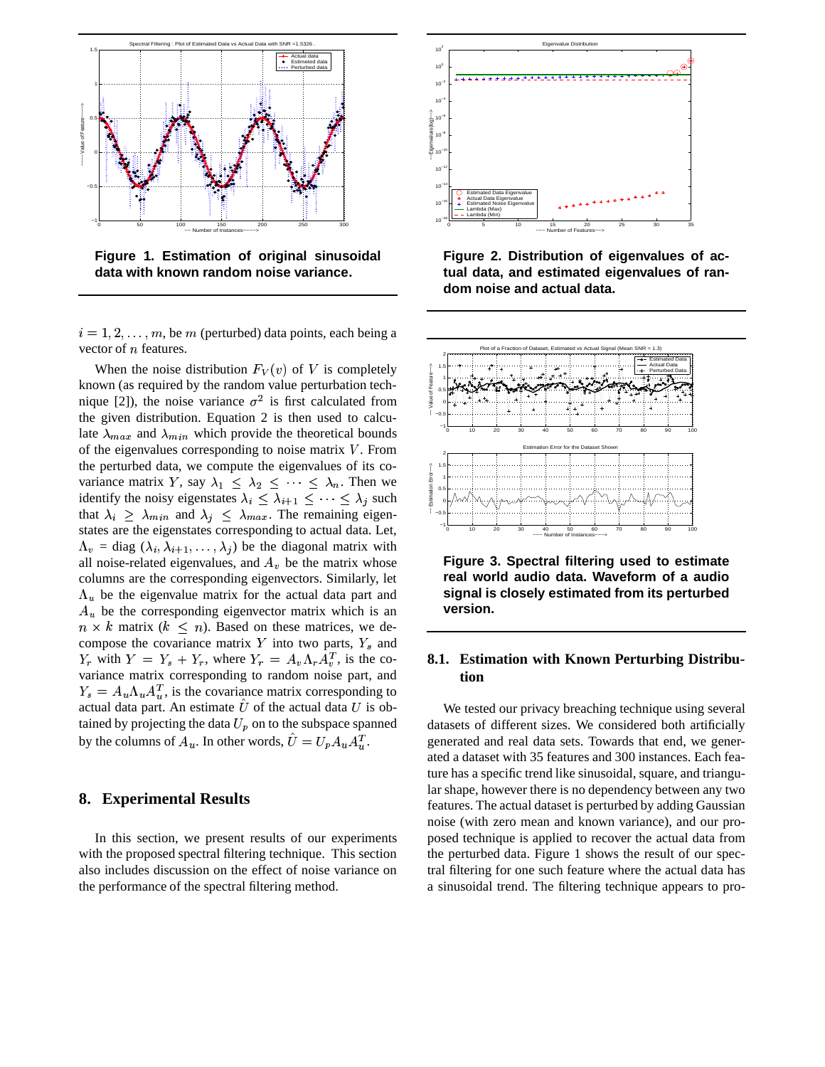**Figure 1. Estimation of original sinusoidal data with known random noise variance.**

**Figure 2. Distribution of eigenvalues of actual data, and estimated eigenvalues of random noise and actual data.**

$i = 1, 2, \ldots, m$, be $m$ (perturbed) data points, each being a vector of $n$ features.

When the noise distribution $F_V(v)$ of $V$ is completely known (as required by the random value perturbation technique [2]), the noise variance $\sigma^2$ is first calculated from the given distribution. Equation 2 is then used to calculate $\lambda_{max}$ and $\lambda_{min}$ which provide the theoretical bounds of the eigenvalues corresponding to noise matrix $V$. From the perturbed data, we compute the eigenvalues of its covariance matrix $Y$, say $\lambda_1 \leq \lambda_2 \leq \cdots \leq \lambda_n$. Then we identify the noisy eigenstates $\lambda_i \leq \lambda_{i+1} \leq \cdots \leq \lambda_j$ such that $\lambda_i \geq \lambda_{min}$ and $\lambda_j \leq \lambda_{max}$. The remaining eigenstates are the eigenstates corresponding to actual data. Let, $\Lambda_v$ = diag $(\lambda_i, \lambda_{i+1}, \ldots, \lambda_j)$ be the diagonal matrix with all noise-related eigenvalues, and $A_v$ be the matrix whose columns are the corresponding eigenvectors. Similarly, let $\Lambda_u$ be the eigenvalue matrix for the actual data part and $A_u$ be the corresponding eigenvector matrix which is an $n \times k$ matrix ($k \leq n$). Based on these matrices, we decompose the covariance matrix $Y$ into two parts, $Y_s$ and $Y_r$ with $Y = Y_s + Y_r$, where $Y_r = A_v \Lambda_r A_v^T$, is the covariance matrix corresponding to random noise part, and $Y_s = A_u \Lambda_u A_u^T$, is the covariance matrix corresponding to actual data part. An estimate $\hat{U}$ of the actual data $U$ is obtained by projecting the data $U_p$ on to the subspace spanned by the columns of $A_u$. In other words, $\hat{U} = U_p A_u A_u^T$.

## 8. Experimental Results

In this section, we present results of our experiments with the proposed spectral filtering technique. This section also includes discussion on the effect of noise variance on the performance of the spectral filtering method.

**Figure 3. Spectral filtering used to estimate real world audio data. Waveform of a audio signal is closely estimated from its perturbed version.**

### 8.1. Estimation with Known Perturbing Distribution

We tested our privacy breaching technique using several datasets of different sizes. We considered both artificially generated and real data sets. Towards that end, we generated a dataset with 35 features and 300 instances. Each feature has a specific trend like sinusoidal, square, and triangular shape, however there is no dependency between any two features. The actual dataset is perturbed by adding Gaussian noise (with zero mean and known variance), and our proposed technique is applied to recover the actual data from the perturbed data. Figure 1 shows the result of our spectral filtering for one such feature where the actual data has a sinusoidal trend. The filtering technique appears to pro-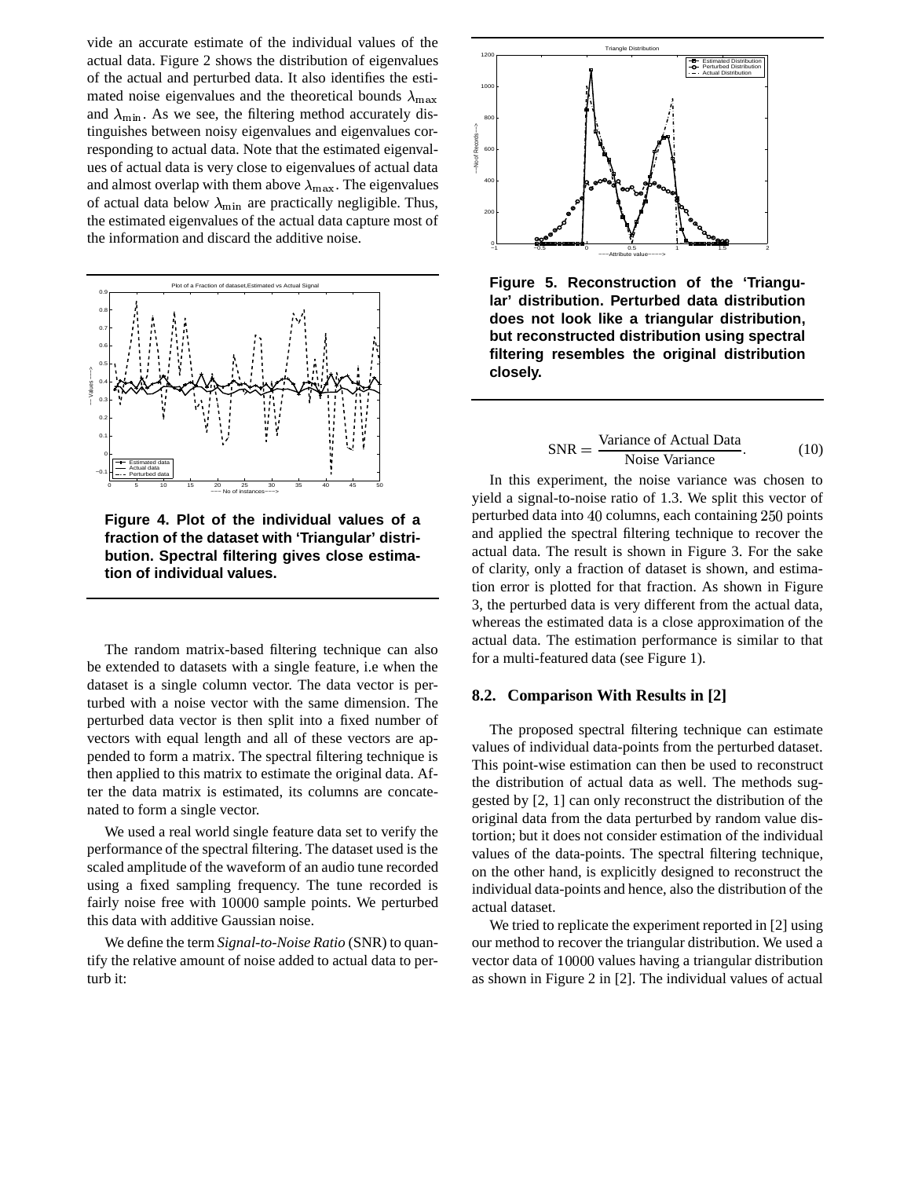vide an accurate estimate of the individual values of the actual data. Figure 2 shows the distribution of eigenvalues of the actual and perturbed data. It also identifies the estimated noise eigenvalues and the theoretical bounds $\lambda_{\max}$ and $\lambda_{\min}$. As we see, the filtering method accurately distinguishes between noisy eigenvalues and eigenvalues corresponding to actual data. Note that the estimated eigenvalues of actual data is very close to eigenvalues of actual data and almost overlap with them above $\lambda_{\max}$. The eigenvalues of actual data below $\lambda_{\min}$ are practically negligible. Thus, the estimated eigenvalues of the actual data capture most of the information and discard the additive noise.

**Figure 4. Plot of the individual values of a fraction of the dataset with 'Triangular' distribution. Spectral filtering gives close estimation of individual values.**

The random matrix-based filtering technique can also be extended to datasets with a single feature, i.e when the dataset is a single column vector. The data vector is perturbed with a noise vector with the same dimension. The perturbed data vector is then split into a fixed number of vectors with equal length and all of these vectors are appended to form a matrix. The spectral filtering technique is then applied to this matrix to estimate the original data. After the data matrix is estimated, its columns are concatenated to form a single vector.

We used a real world single feature data set to verify the performance of the spectral filtering. The dataset used is the scaled amplitude of the waveform of an audio tune recorded using a fixed sampling frequency. The tune recorded is fairly noise free with $10000$ sample points. We perturbed this data with additive Gaussian noise.

We define the term *Signal-to-Noise Ratio* (SNR) to quantify the relative amount of noise added to actual data to perturb it:

**Figure 5. Reconstruction of the 'Triangular' distribution. Perturbed data distribution does not look like a triangular distribution, but reconstructed distribution using spectral filtering resembles the original distribution closely.**

$$\text{SNR} = \frac{\text{Variance of Actual Data}}{\text{Noise Variance}}. \qquad (10)$$

In this experiment, the noise variance was chosen to yield a signal-to-noise ratio of 1.3. We split this vector of perturbed data into $40$ columns, each containing $250$ points and applied the spectral filtering technique to recover the actual data. The result is shown in Figure 3. For the sake of clarity, only a fraction of dataset is shown, and estimation error is plotted for that fraction. As shown in Figure 3, the perturbed data is very different from the actual data, whereas the estimated data is a close approximation of the actual data. The estimation performance is similar to that for a multi-featured data (see Figure 1).

### 8.2. Comparison With Results in [2]

The proposed spectral filtering technique can estimate values of individual data-points from the perturbed dataset. This point-wise estimation can then be used to reconstruct the distribution of actual data as well. The methods suggested by [2, 1] can only reconstruct the distribution of the original data from the data perturbed by random value distortion; but it does not consider estimation of the individual values of the data-points. The spectral filtering technique, on the other hand, is explicitly designed to reconstruct the individual data-points and hence, also the distribution of the actual dataset.

We tried to replicate the experiment reported in [2] using our method to recover the triangular distribution. We used a vector data of $10000$ values having a triangular distribution as shown in Figure 2 in [2]. The individual values of actual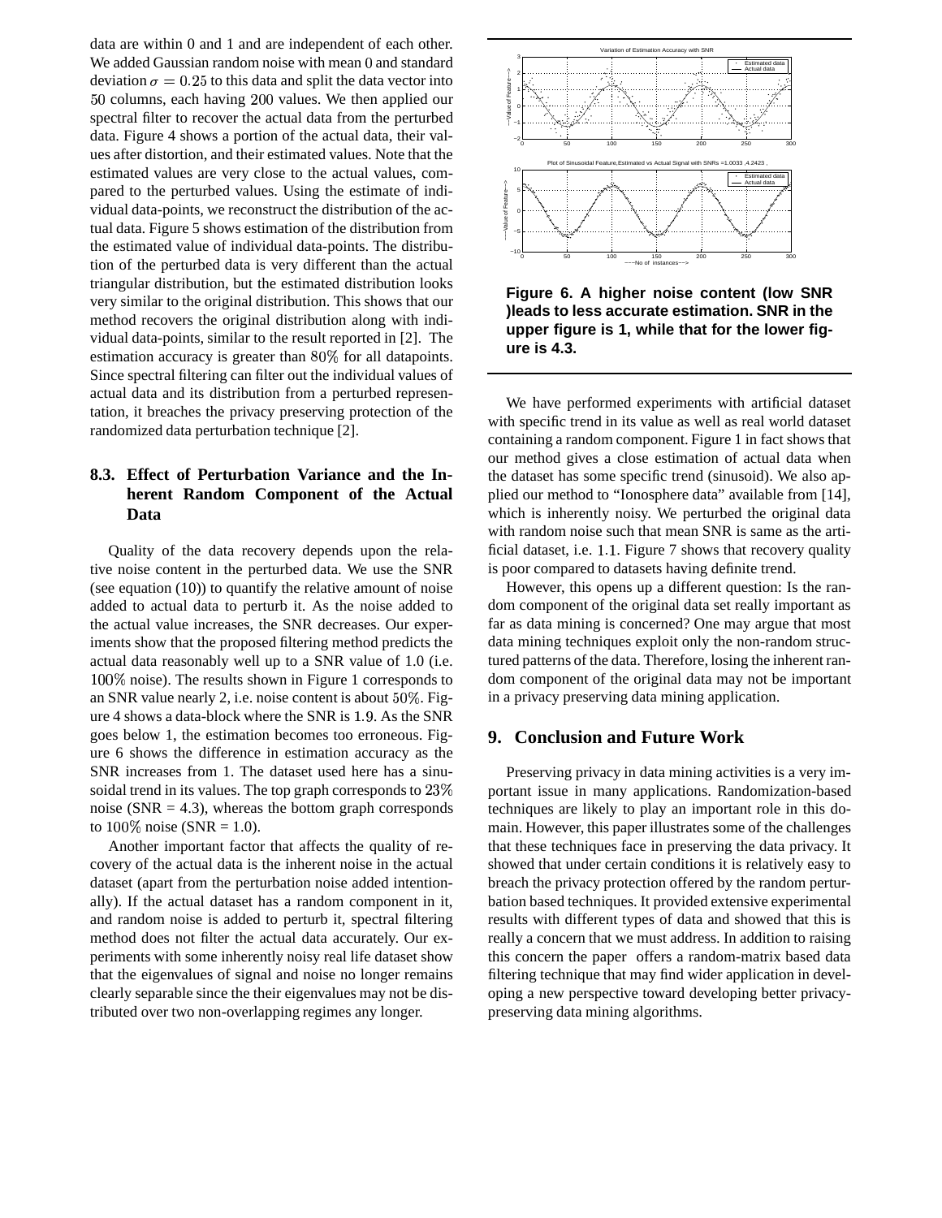data are within 0 and 1 and are independent of each other. We added Gaussian random noise with mean 0 and standard deviation $\sigma = 0.25$ to this data and split the data vector into $50$ columns, each having $200$ values. We then applied our spectral filter to recover the actual data from the perturbed data. Figure 4 shows a portion of the actual data, their values after distortion, and their estimated values. Note that the estimated values are very close to the actual values, compared to the perturbed values. Using the estimate of individual data-points, we reconstruct the distribution of the actual data. Figure 5 shows estimation of the distribution from the estimated value of individual data-points. The distribution of the perturbed data is very different than the actual triangular distribution, but the estimated distribution looks very similar to the original distribution. This shows that our method recovers the original distribution along with individual data-points, similar to the result reported in [2]. The estimation accuracy is greater than $80\%$ for all datapoints. Since spectral filtering can filter out the individual values of actual data and its distribution from a perturbed representation, it breaches the privacy preserving protection of the randomized data perturbation technique [2].

### 8.3. Effect of Perturbation Variance and the Inherent Random Component of the Actual Data

Quality of the data recovery depends upon the relative noise content in the perturbed data. We use the SNR (see equation (10)) to quantify the relative amount of noise added to actual data to perturb it. As the noise added to the actual value increases, the SNR decreases. Our experiments show that the proposed filtering method predicts the actual data reasonably well up to a SNR value of 1.0 (i.e. $100\%$ noise). The results shown in Figure 1 corresponds to an SNR value nearly 2, i.e. noise content is about $50\%$. Figure 4 shows a data-block where the SNR is $1.9$. As the SNR goes below 1, the estimation becomes too erroneous. Figure 6 shows the difference in estimation accuracy as the SNR increases from 1. The dataset used here has a sinusoidal trend in its values. The top graph corresponds to $23\%$ noise (SNR = 4.3), whereas the bottom graph corresponds to $100\%$ noise (SNR = 1.0).

Another important factor that affects the quality of recovery of the actual data is the inherent noise in the actual dataset (apart from the perturbation noise added intentionally). If the actual dataset has a random component in it, and random noise is added to perturb it, spectral filtering method does not filter the actual data accurately. Our experiments with some inherently noisy real life dataset show that the eigenvalues of signal and noise no longer remains clearly separable since the their eigenvalues may not be distributed over two non-overlapping regimes any longer.

**Figure 6. A higher noise content (low SNR )leads to less accurate estimation. SNR in the upper figure is 1, while that for the lower figure is 4.3.**

We have performed experiments with artificial dataset with specific trend in its value as well as real world dataset containing a random component. Figure 1 in fact shows that our method gives a close estimation of actual data when the dataset has some specific trend (sinusoid). We also applied our method to "Ionosphere data" available from [14], which is inherently noisy. We perturbed the original data with random noise such that mean SNR is same as the artificial dataset, i.e. $1.1$. Figure 7 shows that recovery quality is poor compared to datasets having definite trend.

However, this opens up a different question: Is the random component of the original data set really important as far as data mining is concerned? One may argue that most data mining techniques exploit only the non-random structured patterns of the data. Therefore, losing the inherent random component of the original data may not be important in a privacy preserving data mining application.

## 9. Conclusion and Future Work

Preserving privacy in data mining activities is a very important issue in many applications. Randomization-based techniques are likely to play an important role in this domain. However, this paper illustrates some of the challenges that these techniques face in preserving the data privacy. It showed that under certain conditions it is relatively easy to breach the privacy protection offered by the random perturbation based techniques. It provided extensive experimental results with different types of data and showed that this is really a concern that we must address. In addition to raising this concern the paper offers a random-matrix based data filtering technique that may find wider application in developing a new perspective toward developing better privacy-preserving data mining algorithms.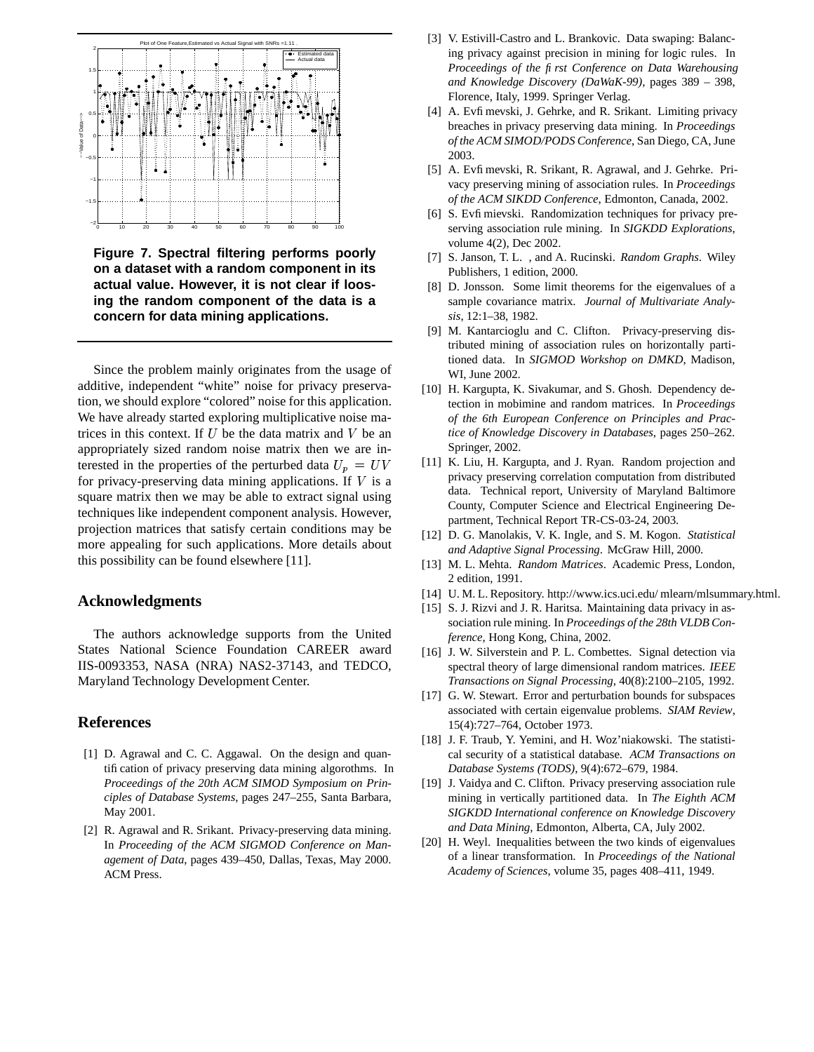Plot of One Feature,Estimated vs Actual Signal with SNRs =1.11

Estimated data
Actual data

--Value of Data-->

2
1.5
1
0.5
0
−0.5
−1
−1.5
−2

0 10 20 30 40 50 60 70 80 90 100

**Figure 7. Spectral filtering performs poorly on a dataset with a random component in its actual value. However, it is not clear if loosing the random component of the data is a concern for data mining applications.**

Since the problem mainly originates from the usage of additive, independent "white" noise for privacy preservation, we should explore "colored" noise for this application. We have already started exploring multiplicative noise matrices in this context. If $U$ be the data matrix and $V$ be an appropriately sized random noise matrix then we are interested in the properties of the perturbed data $U_p = UV$ for privacy-preserving data mining applications. If $V$ is a square matrix then we may be able to extract signal using techniques like independent component analysis. However, projection matrices that satisfy certain conditions may be more appealing for such applications. More details about this possibility can be found elsewhere [11].

## Acknowledgments

The authors acknowledge supports from the United States National Science Foundation CAREER award IIS-0093353, NASA (NRA) NAS2-37143, and TEDCO, Maryland Technology Development Center.

## References

[1] D. Agrawal and C. C. Aggawal. On the design and quantification of privacy preserving data mining algorothms. In *Proceedings of the 20th ACM SIMOD Symposium on Principles of Database Systems*, pages 247–255, Santa Barbara, May 2001.

[2] R. Agrawal and R. Srikant. Privacy-preserving data mining. In *Proceeding of the ACM SIGMOD Conference on Management of Data*, pages 439–450, Dallas, Texas, May 2000. ACM Press.

[3] V. Estivill-Castro and L. Brankovic. Data swaping: Balancing privacy against precision in mining for logic rules. In *Proceedings of the first Conference on Data Warehousing and Knowledge Discovery (DaWaK-99)*, pages 389 – 398, Florence, Italy, 1999. Springer Verlag.

[4] A. Evfimevski, J. Gehrke, and R. Srikant. Limiting privacy breaches in privacy preserving data mining. In *Proceedings of the ACM SIMOD/PODS Conference*, San Diego, CA, June 2003.

[5] A. Evfimevski, R. Srikant, R. Agrawal, and J. Gehrke. Privacy preserving mining of association rules. In *Proceedings of the ACM SIKDD Conference*, Edmonton, Canada, 2002.

[6] S. Evfimievski. Randomization techniques for privacy preserving association rule mining. In *SIGKDD Explorations*, volume 4(2), Dec 2002.

[7] S. Janson, T. L. , and A. Rucinski. *Random Graphs*. Wiley Publishers, 1 edition, 2000.

[8] D. Jonsson. Some limit theorems for the eigenvalues of a sample covariance matrix. *Journal of Multivariate Analysis*, 12:1–38, 1982.

[9] M. Kantarcioglu and C. Clifton. Privacy-preserving distributed mining of association rules on horizontally partitioned data. In *SIGMOD Workshop on DMKD*, Madison, WI, June 2002.

[10] H. Kargupta, K. Sivakumar, and S. Ghosh. Dependency detection in mobimine and random matrices. In *Proceedings of the 6th European Conference on Principles and Practice of Knowledge Discovery in Databases*, pages 250–262. Springer, 2002.

[11] K. Liu, H. Kargupta, and J. Ryan. Random projection and privacy preserving correlation computation from distributed data. Technical report, University of Maryland Baltimore County, Computer Science and Electrical Engineering Department, Technical Report TR-CS-03-24, 2003.

[12] D. G. Manolakis, V. K. Ingle, and S. M. Kogon. *Statistical and Adaptive Signal Processing*. McGraw Hill, 2000.

[13] M. L. Mehta. *Random Matrices*. Academic Press, London, 2 edition, 1991.

[14] U. M. L. Repository. http://www.ics.uci.edu/ mlearn/mlsummary.html.

[15] S. J. Rizvi and J. R. Haritsa. Maintaining data privacy in association rule mining. In *Proceedings of the 28th VLDB Conference*, Hong Kong, China, 2002.

[16] J. W. Silverstein and P. L. Combettes. Signal detection via spectral theory of large dimensional random matrices. *IEEE Transactions on Signal Processing*, 40(8):2100–2105, 1992.

[17] G. W. Stewart. Error and perturbation bounds for subspaces associated with certain eigenvalue problems. *SIAM Review*, 15(4):727–764, October 1973.

[18] J. F. Traub, Y. Yemini, and H. Woz'niakowski. The statistical security of a statistical database. *ACM Transactions on Database Systems (TODS)*, 9(4):672–679, 1984.

[19] J. Vaidya and C. Clifton. Privacy preserving association rule mining in vertically partitioned data. In *The Eighth ACM SIGKDD International conference on Knowledge Discovery and Data Mining*, Edmonton, Alberta, CA, July 2002.

[20] H. Weyl. Inequalities between the two kinds of eigenvalues of a linear transformation. In *Proceedings of the National Academy of Sciences*, volume 35, pages 408–411, 1949.